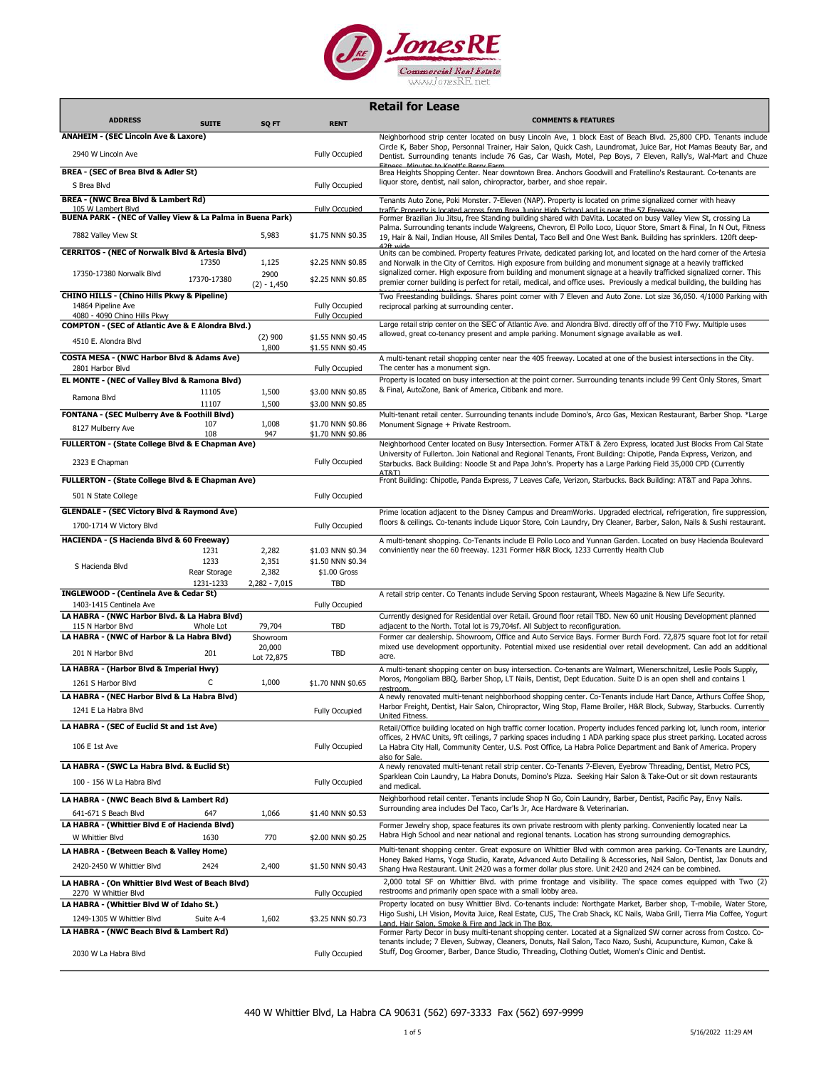# Retail for Lease

| ADDRESS | SUITE | SQ FT | RENT | COMMENTS & FEATURES |
|---|---|---|---|---|
| **ANAHEIM - (SEC Lincoln Ave & Laxore)** | | | | Neighborhood strip center located on busy Lincoln Ave, 1 block East of Beach Blvd. 25,800 CPD. Tenants include Circle K, Baber Shop, Personnal Trainer, Hair Salon, Quick Cash, Laundromat, Juice Bar, Hot Mamas Beauty Bar, and Dentist. Surrounding tenants include 76 Gas, Car Wash, Motel, Pep Boys, 7 Eleven, Rally's, Wal-Mart and Chuze Fitness. Minutes to Knott's Berry Farm. |
| 2940 W Lincoln Ave | | | Fully Occupied | |
| **BREA - (SEC of Brea Blvd & Adler St)** | | | | Brea Heights Shopping Center. Near downtown Brea. Anchors Goodwill and Fratellino's Restaurant. Co-tenants are liquor store, dentist, nail salon, chiropractor, barber, and shoe repair. |
| S Brea Blvd | | | Fully Occupied | |
| **BREA - (NWC Brea Blvd & Lambert Rd)** | | | | Tenants Auto Zone, Poki Monster. 7-Eleven (NAP). Property is located on prime signalized corner with heavy traffic. Property is located across from Brea Junior High School and is near the 57 Freeway. |
| 105 W Lambert Blvd | | | Fully Occupied | |
| **BUENA PARK - (NEC of Valley View & La Palma in Buena Park)** | | | | Former Brazilian Jiu Jitsu, free Standing building shared with DaVita. Located on busy Valley View St, crossing La Palma. Surrounding tenants include Walgreens, Chevron, El Pollo Loco, Liquor Store, Smart & Final, In N Out, Fitness 19, Hair & Nail, Indian House, All Smiles Dental, Taco Bell and One West Bank. Building has sprinklers. 120ft deep-42ft wide. |
| 7882 Valley View St | | 5,983 | $1.75 NNN $0.35 | |
| **CERRITOS - (NEC of Norwalk Blvd & Artesia Blvd)** | | | | Units can be combined. Property features Private, dedicated parking lot, and located on the hard corner of the Artesia and Norwalk in the City of Cerritos. High exposure from building and monument signage at a heavily trafficked signalized corner. High exposure from building and monument signage at a heavily trafficked signalized corner. This premier corner building is perfect for retail, medical, and office uses. Previously a medical building, the building has been completely rehabbed. |
| 17350-17380 Norwalk Blvd | 17350 | 1,125 | $2.25 NNN $0.85 | |
| | 17370-17380 | 2900 (2) - 1,450 | $2.25 NNN $0.85 | |
| **CHINO HILLS - (Chino Hills Pkwy & Pipeline)** | | | | Two Freestanding buildings. Shares point corner with 7 Eleven and Auto Zone. Lot size 36,050. 4/1000 Parking with reciprocal parking at surrounding center. |
| 14864 Pipeline Ave | | | Fully Occupied | |
| 4080 - 4090 Chino Hills Pkwy | | | Fully Occupied | |
| **COMPTON - (SEC of Atlantic Ave & E Alondra Blvd.)** | | | | Large retail strip center on the SEC of Atlantic Ave. and Alondra Blvd. directly off of the 710 Fwy. Multiple uses allowed, great co-tenancy present and ample parking. Monument signage available as well. |
| 4510 E. Alondra Blvd | | (2) 900 | $1.55 NNN $0.45 | |
| | | 1,800 | $1.55 NNN $0.45 | |
| **COSTA MESA - (NWC Harbor Blvd & Adams Ave)** | | | | A multi-tenant retail shopping center near the 405 freeway. Located at one of the busiest intersections in the City. The center has a monument sign. |
| 2801 Harbor Blvd | | | Fully Occupied | |
| **EL MONTE - (NEC of Valley Blvd & Ramona Blvd)** | | | | Property is located on busy intersection at the point corner. Surrounding tenants include 99 Cent Only Stores, Smart & Final, AutoZone, Bank of America, Citibank and more. |
| Ramona Blvd | 11105 | 1,500 | $3.00 NNN $0.85 | |
| | 11107 | 1,500 | $3.00 NNN $0.85 | |
| **FONTANA - (SEC Mulberry Ave & Foothill Blvd)** | | | | Multi-tenant retail center. Surrounding tenants include Domino's, Arco Gas, Mexican Restaurant, Barber Shop. *Large Monument Signage + Private Restroom. |
| 8127 Mulberry Ave | 107 | 1,008 | $1.70 NNN $0.86 | |
| | 108 | 947 | $1.70 NNN $0.86 | |
| **FULLERTON - (State College Blvd & E Chapman Ave)** | | | | Neighborhood Center located on Busy Intersection. Former AT&T & Zero Express, located Just Blocks From Cal State University of Fullerton. Join National and Regional Tenants, Front Building: Chipotle, Panda Express, Verizon, and Starbucks. Back Building: Noodle St and Papa John's. Property has a Large Parking Field 35,000 CPD (Currently AT&T) |
| 2323 E Chapman | | | Fully Occupied | |
| **FULLERTON - (State College Blvd & E Chapman Ave)** | | | | Front Building: Chipotle, Panda Express, 7 Leaves Cafe, Verizon, Starbucks. Back Building: AT&T and Papa Johns. |
| 501 N State College | | | Fully Occupied | |
| **GLENDALE - (SEC Victory Blvd & Raymond Ave)** | | | | Prime location adjacent to the Disney Campus and DreamWorks. Upgraded electrical, refrigeration, fire suppression, floors & ceilings. Co-tenants include Liquor Store, Coin Laundry, Dry Cleaner, Barber, Salon, Nails & Sushi restaurant. |
| 1700-1714 W Victory Blvd | | | Fully Occupied | |
| **HACIENDA - (S Hacienda Blvd & 60 Freeway)** | | | | A multi-tenant shopping. Co-Tenants include El Pollo Loco and Yunnan Garden. Located on busy Hacienda Boulevard conviniently near the 60 freeway. 1231 Former H&R Block, 1233 Currently Health Club |
| S Hacienda Blvd | 1231 | 2,282 | $1.03 NNN $0.34 | |
| | 1233 | 2,351 | $1.50 NNN $0.34 | |
| | Rear Storage | 2,382 | $1.00 Gross | |
| | 1231-1233 | 2,282 - 7,015 | TBD | |
| **INGLEWOOD - (Centinela Ave & Cedar St)** | | | | A retail strip center. Co Tenants include Serving Spoon restaurant, Wheels Magazine & New Life Security. |
| 1403-1415 Centinela Ave | | | Fully Occupied | |
| **LA HABRA - (NWC Harbor Blvd. & La Habra Blvd)** | | | | Currently designed for Residential over Retail. Ground floor retail TBD. New 60 unit Housing Development planned adjacent to the North. Total lot is 79,704sf. All Subject to reconfiguration. |
| 115 N Harbor Blvd | Whole Lot | 79,704 | TBD | |
| **LA HABRA - (NWC of Harbor & La Habra Blvd)** | | | | Former car dealership. Showroom, Office and Auto Service Bays. Former Burch Ford. 72,875 square foot lot for retail mixed use development opportunity. Potential mixed use residential over retail development. Can add an additional acre. |
| 201 N Harbor Blvd | 201 | Showroom 20,000 Lot 72,875 | TBD | |
| **LA HABRA - (Harbor Blvd & Imperial Hwy)** | | | | A multi-tenant shopping center on busy intersection. Co-tenants are Walmart, Wienerschnitzel, Leslie Pools Supply, Moros, Mongoliam BBQ, Barber Shop, LT Nails, Dentist, Dept Education. Suite D is an open shell and contains 1 restroom. |
| 1261 S Harbor Blvd | C | 1,000 | $1.70 NNN $0.65 | |
| **LA HABRA - (NEC Harbor Blvd & La Habra Blvd)** | | | | A newly renovated multi-tenant neighborhood shopping center. Co-Tenants include Hart Dance, Arthurs Coffee Shop, Harbor Freight, Dentist, Hair Salon, Chiropractor, Wing Stop, Flame Broiler, H&R Block, Subway, Starbucks. Currently United Fitness. |
| 1241 E La Habra Blvd | | | Fully Occupied | |
| **LA HABRA - (SEC of Euclid St and 1st Ave)** | | | | Retail/Office building located on high traffic corner location. Property includes fenced parking lot, lunch room, interior offices, 2 HVAC Units, 9ft ceilings, 7 parking spaces including 1 ADA parking space plus street parking. Located across La Habra City Hall, Community Center, U.S. Post Office, La Habra Police Department and Bank of America. Propery also for Sale. |
| 106 E 1st Ave | | | Fully Occupied | |
| **LA HABRA - (SWC La Habra Blvd. & Euclid St)** | | | | A newly renovated multi-tenant retail strip center. Co-Tenants 7-Eleven, Eyebrow Threading, Dentist, Metro PCS, Sparklean Coin Laundry, La Habra Donuts, Domino's Pizza. Seeking Hair Salon & Take-Out or sit down restaurants and medical. |
| 100 - 156 W La Habra Blvd | | | Fully Occupied | |
| **LA HABRA - (NWC Beach Blvd & Lambert Rd)** | | | | Neighborhood retail center. Tenants include Shop N Go, Coin Laundry, Barber, Dentist, Pacific Pay, Envy Nails. Surrounding area includes Del Taco, Car'ls Jr, Ace Hardware & Veterinarian. |
| 641-671 S Beach Blvd | 647 | 1,066 | $1.40 NNN $0.53 | |
| **LA HABRA - (Whittier Blvd E of Hacienda Blvd)** | | | | Former Jewelry shop, space features its own private restroom with plenty parking. Conveniently located near La Habra High School and near national and regional tenants. Location has strong surrounding demographics. |
| W Whittier Blvd | 1630 | 770 | $2.00 NNN $0.25 | |
| **LA HABRA - (Between Beach & Valley Home)** | | | | Multi-tenant shopping center. Great exposure on Whittier Blvd with common area parking. Co-Tenants are Laundry, Honey Baked Hams, Yoga Studio, Karate, Advanced Auto Detailing & Accessories, Nail Salon, Dentist, Jax Donuts and Shang Hwa Restaurant. Unit 2420 was a former dollar plus store. Unit 2420 and 2424 can be combined. |
| 2420-2450 W Whittier Blvd | 2424 | 2,400 | $1.50 NNN $0.43 | |
| **LA HABRA - (On Whittier Blvd West of Beach Blvd)** | | | | 2,000 total SF on Whittier Blvd. with prime frontage and visibility. The space comes equipped with Two (2) restrooms and primarily open space with a small lobby area. |
| 2270 W Whittier Blvd | | | Fully Occupied | |
| **LA HABRA - (Whittier Blvd W of Idaho St.)** | | | | Property located on busy Whittier Blvd. Co-tenants include: Northgate Market, Barber shop, T-mobile, Water Store, Higo Sushi, LH Vision, Movita Juice, Real Estate, CUS, The Crab Shack, KC Nails, Waba Grill, Tierra Mia Coffee, Yogurt Land, Hair Salon, Smoke & Fire and Jack in The Box. |
| 1249-1305 W Whittier Blvd | Suite A-4 | 1,602 | $3.25 NNN $0.73 | |
| **LA HABRA - (NWC Beach Blvd & Lambert Rd)** | | | | Former Party Decor in busy multi-tenant shopping center. Located at a Signalized SW corner across from Costco. Co-tenants include; 7 Eleven, Subway, Cleaners, Donuts, Nail Salon, Taco Nazo, Sushi, Acupuncture, Kumon, Cake & Stuff, Dog Groomer, Barber, Dance Studio, Threading, Clothing Outlet, Women's Clinic and Dentist. |
| 2030 W La Habra Blvd | | | Fully Occupied | |

440 W Whittier Blvd, La Habra CA 90631 (562) 697-3333 Fax (562) 697-9999

5/16/2022 11:29 AM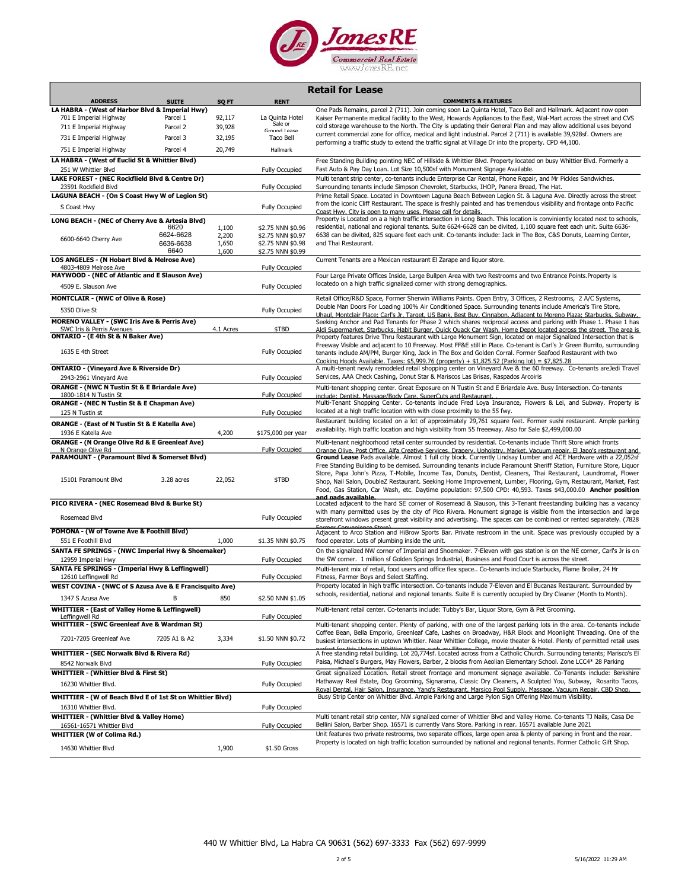## Retail for Lease

| ADDRESS | SUITE | SQ FT | RENT | COMMENTS & FEATURES |
|---|---|---|---|---|
| **LA HABRA - (West of Harbor Blvd & Imperial Hwy)** | | | | One Pads Remains, parcel 2 (711). Join coming soon La Quinta Hotel, Taco Bell and Hallmark. Adjacent now open Kaiser Permanente medical facility to the West, Howards Appliances to the East, Wal-Mart across the street and CVS cold storage warehouse to the North. The City is updating their General Plan and may allow additional uses beyond current commercial zone for office, medical and light industrial. Parcel 2 (711) is available 39,928sf. Owners are performing a traffic study to extend the traffic signal at Village Dr into the property. CPD 44,100. |
| 701 E Imperial Highway | Parcel 1 | 92,117 | La Quinta Hotel | |
| 711 E Imperial Highway | Parcel 2 | 39,928 | Sale or Ground Lease | |
| 731 E Imperial Highway | Parcel 3 | 32,195 | Taco Bell | |
| 751 E Imperial Highway | Parcel 4 | 20,749 | Hallmark | |
| **LA HABRA - (West of Euclid St & Whittier Blvd)** | | | | Free Standing Building pointing NEC of Hillside & Whittier Blvd. Property located on busy Whittier Blvd. Formerly a Fast Auto & Pay Day Loan. Lot Size 10,500sf with Monument Signage Available. |
| 251 W Whittier Blvd | | | Fully Occupied | |
| **LAKE FOREST - (NEC Rockfield Blvd & Centre Dr)** | | | | Multi tenant strip center, co-tenants include Enterprise Car Rental, Phone Repair, and Mr Pickles Sandwiches. Surrounding tenants include Simpson Chevrolet, Starbucks, IHOP, Panera Bread, The Hat. |
| 23591 Rockfield Blvd | | | Fully Occupied | |
| **LAGUNA BEACH - (On S Coast Hwy W of Legion St)** | | | | Prime Retail Space. Located in Downtown Laguna Beach Between Legion St. & Laguna Ave. Directly across the street from the iconic Cliff Restaurant. The space is freshly painted and has tremendous visibility and frontage onto Pacific Coast Hwy. City is open to many uses. Please call for details. |
| S Coast Hwy | | | Fully Occupied | |
| **LONG BEACH - (NEC of Cherry Ave & Artesia Blvd)** | | | | Property is Located on a a high traffic intersection in Long Beach. This location is conviniently located next to schools, residential, national and regional tenants. Suite 6624-6628 can be divided, 1,100 square feet each unit. Suite 6636-6638 can be divided, 825 square feet each unit. Co-tenants include: Jack in The Box, C&S Donuts, Learning Center, and Thai Restaurant. |
| 6600-6640 Cherry Ave | 6620 | 1,100 | $2.75 NNN $0.96 | |
| | 6624-6628 | 2,200 | $2.75 NNN $0.97 | |
| | 6636-6638 | 1,650 | $2.75 NNN $0.98 | |
| | 6640 | 1,600 | $2.75 NNN $0.99 | |
| **LOS ANGELES - (N Hobart Blvd & Melrose Ave)** | | | | Current Tenants are a Mexican restaurant El Zarape and liquor store. |
| 4803-4809 Melrose Ave | | | Fully Occupied | |
| **MAYWOOD - (NEC of Atlantic and E Slauson Ave)** | | | | Four Large Private Offices Inside, Large Bullpen Area with two Restrooms and two Entrance Points.Property is locatedo on a high traffic signalized corner with strong demographics. |
| 4509 E. Slauson Ave | | | Fully Occupied | |
| **MONTCLAIR - (NWC of Olive & Rose)** | | | | Retail Office/R&D Space, Former Sherwin Williams Paints. Open Entry, 3 Offices, 2 Restrooms, 2 A/C Systems, Double Man Doors For Loading 100% Air Conditioned Space. Surrounding tenants include America's Tire Store, Uhaul, Montclair Place: Carl's Jr, Target, US Bank, Best Buy, Cinnabon, Adjacent to Moreno Plaza: Starbucks, Subway, |
| 5350 Olive St | | | Fully Occupied | |
| **MORENO VALLEY - (SWC Iris Ave & Perris Ave)** | | | | Seeking Anchor and Pad Tenants for Phase 2 which shares reciprocal access and parking with Phase 1. Phase 1 has Aldi Supermarket, Starbucks, Habit Burger, Quick Quack Car Wash. Home Depot located across the street. The area is |
| SWC Iris & Perris Avenues | | 4.1 Acres | $TBD | |
| **ONTARIO - (E 4th St & N Baker Ave)** | | | | Property features Drive Thru Restaurant with Large Monument Sign, located on major Signalized Intersection that is Freeway Visible and adjacent to 10 Freeway. Most FF&E still in Place. Co-tenant is Carl's Jr Green Burrito, surrounding tenants include AM/PM, Burger King, Jack in The Box and Golden Corral. Former Seafood Restaurant with two Cooking Hoods Available. Taxes: $5,999.76 (property) + $1,825.52 (Parking lot) = $7,825.28 |
| 1635 E 4th Street | | | Fully Occupied | |
| **ONTARIO - (Vineyard Ave & Riverside Dr)** | | | | A multi-tenant newly remodeled retail shopping center on Vineyard Ave & the 60 freeway. Co-tenants areJedi Travel Services, AAA Check Cashing, Donut Star & Mariscos Las Brisas, Raspados Arcoiris |
| 2943-2961 Vineyard Ave | | | Fully Occupied | |
| **ORANGE - (NWC N Tustin St & E Briardale Ave)** | | | | Multi-tenant shopping center. Great Exposure on N Tustin St and E Briardale Ave. Busy Intersection. Co-tenants include: Dentist, Massage/Body Care, SuperCuts and Restaurant. . |
| 1800-1814 N Tustin St | | | Fully Occupied | |
| **ORANGE - (NEC N Tustin St & E Chapman Ave)** | | | | Multi-Tenant Shopping Center. Co-tenants include Fred Loya Insurance, Flowers & Lei, and Subway. Property is located at a high traffic location with close proximity to the 55 fwy. |
| 125 N Tustin st | | | Fully Occupied | |
| **ORANGE - (East of N Tustin St & E Katella Ave)** | | | | Restaurant building located on a lot of approximately 29,761 square feet. Former sushi restaurant. Ample parking availability. High traffic location and high visibility from 55 freeeway. Also for Sale $2,499,000.00 |
| 1936 E Katella Ave | | 4,200 | $175,000 per year | |
| **ORANGE - (N Orange Olive Rd & E Greenleaf Ave)** | | | | Multi-tenant neighborhood retail center surrounded by residential. Co-tenants include Thrift Store which fronts Orange Olive, Post Office, Alfa Creative Services, Drapery, Upholstry, Market, Vacuum repair, El Japo's restaurant and |
| N Orange Olive Rd | | | Fully Occupied | |
| **PARAMOUNT - (Paramount Blvd & Somerset Blvd)** | | | | **Ground Lease** Pads available. Almost 1 full city block. Currently Lindsay Lumber and ACE Hardware with a 22,052sf Free Standing Building to be demised. Surrounding tenants include Paramount Sheriff Station, Furniture Store, Liquor Store, Papa John's Pizza, T-Mobile, Income Tax, Donuts, Dentist, Cleaners, Thai Restaurant, Laundromat, Flower Shop, Nail Salon, DoubleZ Restaurant. Seeking Home Improvement, Lumber, Flooring, Gym, Restaurant, Market, Fast Food, Gas Station, Car Wash, etc. Daytime population: 97,500 CPD: 40,593. Taxes $43,000.00 **Anchor position and pads available.** |
| 15101 Paramount Blvd | 3.28 acres | 22,052 | $TBD | |
| **PICO RIVERA - (NEC Rosemead Blvd & Burke St)** | | | | Located adjacent to the hard SE corner of Rosemead & Slauson, this 3-Tenant freestanding building has a vacancy with many permitted uses by the city of Pico Rivera. Monument signage is visible from the intersection and large storefront windows present great visibility and advertising. The spaces can be combined or rented separately. (7828 Former Convenience Store) |
| Rosemead Blvd | | | Fully Occupied | |
| **POMONA - (W of Towne Ave & Foothill Blvd)** | | | | Adjacent to Arco Station and HiBrow Sports Bar. Private restroom in the unit. Space was previously occupied by a food operator. Lots of plumbing inside the unit. |
| 551 E Foothill Blvd | | 1,000 | $1.35 NNN $0.75 | |
| **SANTA FE SPRINGS - (NWC Imperial Hwy & Shoemaker)** | | | | On the signalized NW corner of Imperial and Shoemaker. 7-Eleven with gas station is on the NE corner, Carl's Jr is on the SW corner. 1 million sf of Golden Springs Industrial, Business and Food Court is across the street. |
| 12959 Imperial Hwy | | | Fully Occupied | |
| **SANTA FE SPRINGS - (Imperial Hwy & Leffingwell)** | | | | Multi-tenant mix of retail, food users and office flex space.. Co-tenants include Starbucks, Flame Broiler, 24 Hr Fitness, Farmer Boys and Select Staffing. |
| 12610 Leffingwell Rd | | | Fully Occupied | |
| **WEST COVINA - (NWC of S Azusa Ave & E Francisquito Ave)** | | | | Property located in high traffic intersection. Co-tenants include 7-Eleven and El Bucanas Restaurant. Surrounded by schools, residential, national and regional tenants. Suite E is currently occupied by Dry Cleaner (Month to Month). |
| 1347 S Azusa Ave | B | 850 | $2.50 NNN $1.05 | |
| **WHITTIER - (East of Valley Home & Leffingwell)** | | | | Multi-tenant retail center. Co-tenants include: Tubby's Bar, Liquor Store, Gym & Pet Grooming. |
| Leffingwell Rd | | | Fully Occupied | |
| **WHITTIER - (SWC Greenleaf Ave & Wardman St)** | | | | Multi-tenant shopping center. Plenty of parking, with one of the largest parking lots in the area. Co-tenants include Coffee Bean, Bella Emporio, Greenleaf Cafe, Lashes on Broadway, H&R Block and Moonlight Threading. One of the busiest intersections in uptown Whittier. Near Whittier College, movie theater & Hotel. Plenty of permitted retail uses perfect for this Uptown Whittier location such as: Fitness, Dance, Martial Arts & More. |
| 7201-7205 Greenleaf Ave | 7205 A1 & A2 | 3,334 | $1.50 NNN $0.72 | |
| **WHITTIER - (SEC Norwalk Blvd & Rivera Rd)** | | | | A free standing retail building. Lot 20,774sf. Located across from a Catholic Church. Surrounding tenants; Marisco's El Paisa, Michael's Burgers, May Flowers, Barber, 2 blocks from Aeolian Elementary School. Zone LCC4* 28 Parking |
| 8542 Norwalk Blvd | | | Fully Occupied | |
| **WHITTIER - (Whittier Blvd & First St)** | | | | Great signalized Location. Retail street frontage and monument signage available. Co-Tenants include: Berkshire Hathaway Real Estate, Dog Grooming, Signarama, Classic Dry Cleaners, A Sculpted You, Subway, Rosarito Tacos, Royal Dental, Hair Salon, Insurance, Yang's Restaurant, Marsico Pool Supply, Massage, Vacuum Repair, CBD Shop, |
| 16230 Whittier Blvd. | | | Fully Occupied | |
| **WHITTIER - (W of Beach Blvd E of 1st St on Whittier Blvd)** | | | | Busy Strip Center on Whittier Blvd. Ample Parking and Large Pylon Sign Offering Maximum Visibility. |
| 16310 Whittier Blvd. | | | Fully Occupied | |
| **WHITTIER - (Whittier Blvd & Valley Home)** | | | | Multi tenant retail strip center, NW signalized corner of Whittier Blvd and Valley Home. Co-tenants TJ Nails, Casa De Bellini Salon, Barber Shop. 16571 is currently Vans Store. Parking in rear. 16571 available June 2021 |
| 16561-16571 Whittier Blvd | | | Fully Occupied | |
| **WHITTIER (W of Colima Rd.)** | | | | Unit features two private restrooms, two separate offices, large open area & plenty of parking in front and the rear. Property is located on high traffic location surrounded by national and regional tenants. Former Catholic Gift Shop. |
| 14630 Whittier Blvd | | 1,900 | $1.50 Gross | |

440 W Whittier Blvd, La Habra CA 90631 (562) 697-3333 Fax (562) 697-9999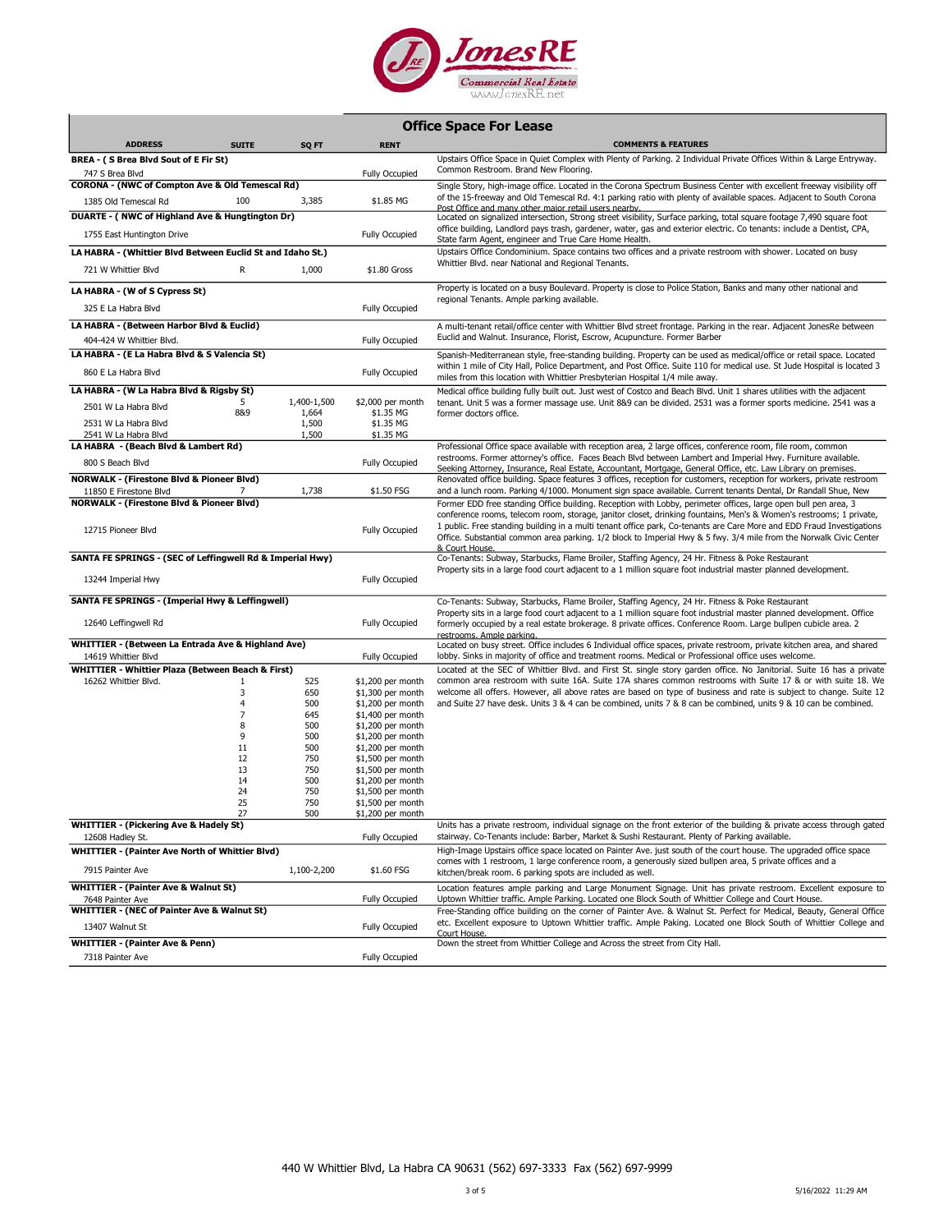# JonesRE Commercial Real Estate

www.JonesRE.net

## Office Space For Lease

| ADDRESS | SUITE | SQ FT | RENT | COMMENTS & FEATURES |
|---|---|---|---|---|
| **BREA - ( S Brea Blvd Sout of E Fir St)** | | | | Upstairs Office Space in Quiet Complex with Plenty of Parking. 2 Individual Private Offices Within & Large Entryway. Common Restroom. Brand New Flooring. |
| 747 S Brea Blvd | | | Fully Occupied | |
| **CORONA - (NWC of Compton Ave & Old Temescal Rd)** | | | | Single Story, high-image office. Located in the Corona Spectrum Business Center with excellent freeway visibility off of the 15-freeway and Old Temescal Rd. 4:1 parking ratio with plenty of available spaces. Adjacent to South Corona Post Office and many other major retail users nearby. |
| 1385 Old Temescal Rd | 100 | 3,385 | $1.85 MG | |
| **DUARTE - ( NWC of Highland Ave & Hungtington Dr)** | | | | Located on signalized intersection, Strong street visibility, Surface parking, total square footage 7,490 square foot office building, Landlord pays trash, gardener, water, gas and exterior electric. Co tenants: include a Dentist, CPA, State farm Agent, engineer and True Care Home Health. |
| 1755 East Huntington Drive | | | Fully Occupied | |
| **LA HABRA - (Whittier Blvd Between Euclid St and Idaho St.)** | | | | Upstairs Office Condominium. Space contains two offices and a private restroom with shower. Located on busy Whittier Blvd. near National and Regional Tenants. |
| 721 W Whittier Blvd | R | 1,000 | $1.80 Gross | |
| **LA HABRA - (W of S Cypress St)** | | | | Property is located on a busy Boulevard. Property is close to Police Station, Banks and many other national and regional Tenants. Ample parking available. |
| 325 E La Habra Blvd | | | Fully Occupied | |
| **LA HABRA - (Between Harbor Blvd & Euclid)** | | | | A multi-tenant retail/office center with Whittier Blvd street frontage. Parking in the rear. Adjacent JonesRe between Euclid and Walnut. Insurance, Florist, Escrow, Acupuncture. Former Barber |
| 404-424 W Whittier Blvd. | | | Fully Occupied | |
| **LA HABRA - (E La Habra Blvd & S Valencia St)** | | | | Spanish-Mediterranean style, free-standing building. Property can be used as medical/office or retail space. Located within 1 mile of City Hall, Police Department, and Post Office. Suite 110 for medical use. St Jude Hospital is located 3 miles from this location with Whittier Presbyterian Hospital 1/4 mile away. |
| 860 E La Habra Blvd | | | Fully Occupied | |
| **LA HABRA - (W La Habra Blvd & Rigsby St)** | | | | Medical office building fully built out. Just west of Costco and Beach Blvd. Unit 1 shares utilities with the adjacent tenant. Unit 5 was a former massage use. Unit 8&9 can be divided. 2531 was a former sports medicine. 2541 was a former doctors office. |
| 2501 W La Habra Blvd | 5 | 1,400-1,500 | $2,000 per month | |
| | 8&9 | 1,664 | $1.35 MG | |
| 2531 W La Habra Blvd | | 1,500 | $1.35 MG | |
| 2541 W La Habra Blvd | | 1,500 | $1.35 MG | |
| **LA HABRA - (Beach Blvd & Lambert Rd)** | | | | Professional Office space available with reception area, 2 large offices, conference room, file room, common restrooms. Former attorney's office. Faces Beach Blvd between Lambert and Imperial Hwy. Furniture available. Seeking Attorney, Insurance, Real Estate, Accountant, Mortgage, General Office, etc. Law Library on premises. |
| 800 S Beach Blvd | | | Fully Occupied | |
| **NORWALK - (Firestone Blvd & Pioneer Blvd)** | | | | Renovated office building. Space features 3 offices, reception for customers, reception for workers, private restroom and a lunch room. Parking 4/1000. Monument sign space available. Current tenants Dental, Dr Randall Shue, New |
| 11850 E Firestone Blvd | 7 | 1,738 | $1.50 FSG | |
| **NORWALK - (Firestone Blvd & Pioneer Blvd)** | | | | Former EDD free standing Office building. Reception with Lobby, perimeter offices, large open bull pen area, 3 conference rooms, telecom room, storage, janitor closet, drinking fountains, Men's & Women's restrooms; 1 private, 1 public. Free standing building in a multi tenant office park, Co-tenants are Care More and EDD Fraud Investigations Office. Substantial common area parking. 1/2 block to Imperial Hwy & 5 fwy. 3/4 mile from the Norwalk Civic Center & Court House. |
| 12715 Pioneer Blvd | | | Fully Occupied | |
| **SANTA FE SPRINGS - (SEC of Leffingwell Rd & Imperial Hwy)** | | | | Co-Tenants: Subway, Starbucks, Flame Broiler, Staffing Agency, 24 Hr. Fitness & Poke Restaurant. Property sits in a large food court adjacent to a 1 million square foot industrial master planned development. |
| 13244 Imperial Hwy | | | Fully Occupied | |
| **SANTA FE SPRINGS - (Imperial Hwy & Leffingwell)** | | | | Co-Tenants: Subway, Starbucks, Flame Broiler, Staffing Agency, 24 Hr. Fitness & Poke Restaurant. Property sits in a large food court adjacent to a 1 million square foot industrial master planned development. Office formerly occupied by a real estate brokerage. 8 private offices. Conference Room. Large bullpen cubicle area. 2 restrooms. Ample parking. |
| 12640 Leffingwell Rd | | | Fully Occupied | |
| **WHITTIER - (Between La Entrada Ave & Highland Ave)** | | | | Located on busy street. Office includes 6 Individual office spaces, private restroom, private kitchen area, and shared lobby. Sinks in majority of office and treatment rooms. Medical or Professional office uses welcome. |
| 14619 Whittier Blvd | | | Fully Occupied | |
| **WHITTIER - Whittier Plaza (Between Beach & First)** | | | | Located at the SEC of Whittier Blvd. and First St. single story garden office. No Janitorial. Suite 16 has a private common area restroom with suite 16A. Suite 17A shares common restrooms with Suite 17 & or with suite 18. We welcome all offers. However, all above rates are based on type of business and rate is subject to change. Suite 12 and Suite 27 have desk. Units 3 & 4 can be combined, units 7 & 8 can be combined, units 9 & 10 can be combined. |
| 16262 Whittier Blvd. | 1 | 525 | $1,200 per month | |
| | 3 | 650 | $1,300 per month | |
| | 4 | 500 | $1,200 per month | |
| | 7 | 645 | $1,400 per month | |
| | 8 | 500 | $1,200 per month | |
| | 9 | 500 | $1,200 per month | |
| | 11 | 500 | $1,200 per month | |
| | 12 | 750 | $1,500 per month | |
| | 13 | 750 | $1,500 per month | |
| | 14 | 500 | $1,200 per month | |
| | 24 | 750 | $1,500 per month | |
| | 25 | 750 | $1,500 per month | |
| | 27 | 500 | $1,200 per month | |
| **WHITTIER - (Pickering Ave & Hadely St)** | | | | Units has a private restroom, individual signage on the front exterior of the building & private access through gated stairway. Co-Tenants include: Barber, Market & Sushi Restaurant. Plenty of Parking available. |
| 12608 Hadley St. | | | Fully Occupied | |
| **WHITTIER - (Painter Ave North of Whittier Blvd)** | | | | High-Image Upstairs office space located on Painter Ave. just south of the court house. The upgraded office space comes with 1 restroom, 1 large conference room, a generously sized bullpen area, 5 private offices and a kitchen/break room. 6 parking spots are included as well. |
| 7915 Painter Ave | | 1,100-2,200 | $1.60 FSG | |
| **WHITTIER - (Painter Ave & Walnut St)** | | | | Location features ample parking and Large Monument Signage. Unit has private restroom. Excellent exposure to Uptown Whittier traffic. Ample Parking. Located one Block South of Whittier College and Court House. |
| 7648 Painter Ave | | | Fully Occupied | |
| **WHITTIER - (NEC of Painter Ave & Walnut St)** | | | | Free-Standing office building on the corner of Painter Ave. & Walnut St. Perfect for Medical, Beauty, General Office etc. Excellent exposure to Uptown Whittier traffic. Ample Paking. Located one Block South of Whittier College and Court House. |
| 13407 Walnut St | | | Fully Occupied | |
| **WHITTIER - (Painter Ave & Penn)** | | | | Down the street from Whittier College and Across the street from City Hall. |
| 7318 Painter Ave | | | Fully Occupied | |

440 W Whittier Blvd, La Habra CA 90631 (562) 697-3333 Fax (562) 697-9999

5/16/2022 11:29 AM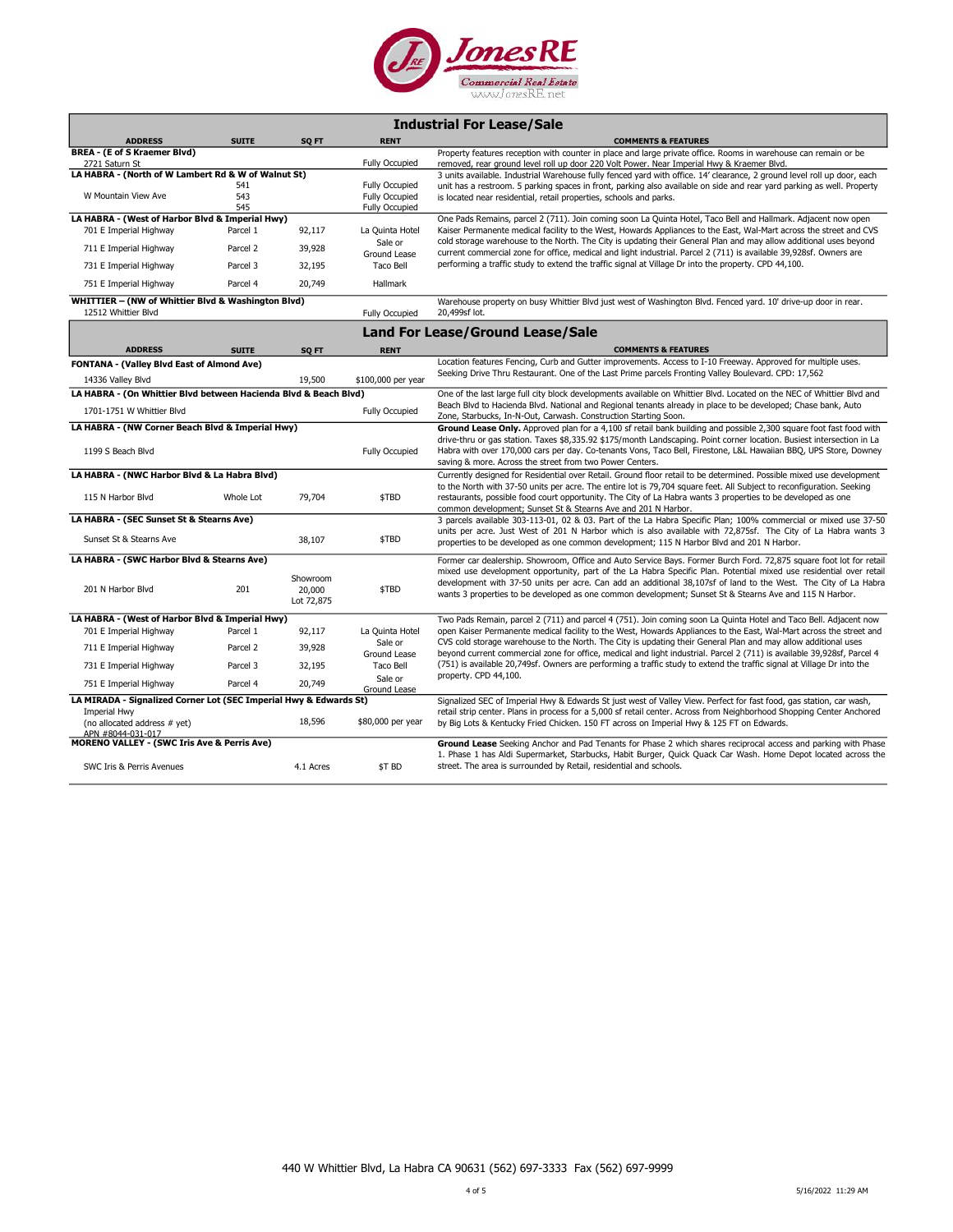JonesRE
Commercial Real Estate
www.JonesRE.net

## Industrial For Lease/Sale

| ADDRESS | SUITE | SQ FT | RENT | COMMENTS & FEATURES |
|---|---|---|---|---|
| **BREA - (E of S Kraemer Blvd)** | | | | |
| 2721 Saturn St | | | Fully Occupied | Property features reception with counter in place and large private office. Rooms in warehouse can remain or be removed, rear ground level roll up door 220 Volt Power. Near Imperial Hwy & Kraemer Blvd. |
| **LA HABRA - (North of W Lambert Rd & W of Walnut St)** | | | | |
| W Mountain View Ave | 541 | | Fully Occupied | 3 units available. Industrial Warehouse fully fenced yard with office. 14' clearance, 2 ground level roll up door, each unit has a restroom. 5 parking spaces in front, parking also available on side and rear yard parking as well. Property is located near residential, retail properties, schools and parks. |
| | 543 | | Fully Occupied | |
| | 545 | | Fully Occupied | |
| **LA HABRA - (West of Harbor Blvd & Imperial Hwy)** | | | | |
| 701 E Imperial Highway | Parcel 1 | 92,117 | La Quinta Hotel | One Pads Remains, parcel 2 (711). Join coming soon La Quinta Hotel, Taco Bell and Hallmark. Adjacent now open Kaiser Permanente medical facility to the West, Howards Appliances to the East, Wal-Mart across the street and CVS cold storage warehouse to the North. The City is updating their General Plan and may allow additional uses beyond current commercial zone for office, medical and light industrial. Parcel 2 (711) is available 39,928sf. Owners are performing a traffic study to extend the traffic signal at Village Dr into the property. CPD 44,100. |
| 711 E Imperial Highway | Parcel 2 | 39,928 | Sale or Ground Lease | |
| 731 E Imperial Highway | Parcel 3 | 32,195 | Taco Bell | |
| 751 E Imperial Highway | Parcel 4 | 20,749 | Hallmark | |
| **WHITTIER – (NW of Whittier Blvd & Washington Blvd)** | | | | |
| 12512 Whittier Blvd | | | Fully Occupied | Warehouse property on busy Whittier Blvd just west of Washington Blvd. Fenced yard. 10' drive-up door in rear. 20,499sf lot. |

## Land For Lease/Ground Lease/Sale

| ADDRESS | SUITE | SQ FT | RENT | COMMENTS & FEATURES |
|---|---|---|---|---|
| **FONTANA - (Valley Blvd East of Almond Ave)** | | | | |
| 14336 Valley Blvd | | 19,500 | $100,000 per year | Location features Fencing, Curb and Gutter improvements. Access to I-10 Freeway. Approved for multiple uses. Seeking Drive Thru Restaurant. One of the Last Prime parcels Fronting Valley Boulevard. CPD: 17,562 |
| **LA HABRA - (On Whittier Blvd between Hacienda Blvd & Beach Blvd)** | | | | |
| 1701-1751 W Whittier Blvd | | | Fully Occupied | One of the last large full city block developments available on Whittier Blvd. Located on the NEC of Whittier Blvd and Beach Blvd to Hacienda Blvd. National and Regional tenants already in place to be developed; Chase bank, Auto Zone, Starbucks, In-N-Out, Carwash. Construction Starting Soon. |
| **LA HABRA - (NW Corner Beach Blvd & Imperial Hwy)** | | | | |
| 1199 S Beach Blvd | | | Fully Occupied | **Ground Lease Only.** Approved plan for a 4,100 sf retail bank building and possible 2,300 square foot fast food with drive-thru or gas station. Taxes $8,335.92 $175/month Landscaping. Point corner location. Busiest intersection in La Habra with over 170,000 cars per day. Co-tenants Vons, Taco Bell, Firestone, L&L Hawaiian BBQ, UPS Store, Downey saving & more. Across the street from two Power Centers. |
| **LA HABRA - (NWC Harbor Blvd & La Habra Blvd)** | | | | |
| 115 N Harbor Blvd | Whole Lot | 79,704 | $TBD | Currently designed for Residential over Retail. Ground floor retail to be determined. Possible mixed use development to the North with 37-50 units per acre. The entire lot is 79,704 square feet. All Subject to reconfiguration. Seeking restaurants, possible food court opportunity. The City of La Habra wants 3 properties to be developed as one common development; Sunset St & Stearns Ave and 201 N Harbor. |
| **LA HABRA - (SEC Sunset St & Stearns Ave)** | | | | |
| Sunset St & Stearns Ave | | 38,107 | $TBD | 3 parcels available 303-113-01, 02 & 03. Part of the La Habra Specific Plan; 100% commercial or mixed use 37-50 units per acre. Just West of 201 N Harbor which is also available with 72,875sf. The City of La Habra wants 3 properties to be developed as one common development; 115 N Harbor Blvd and 201 N Harbor. |
| **LA HABRA - (SWC Harbor Blvd & Stearns Ave)** | | | | |
| 201 N Harbor Blvd | 201 | Showroom 20,000 Lot 72,875 | $TBD | Former car dealership. Showroom, Office and Auto Service Bays. Former Burch Ford. 72,875 square foot lot for retail mixed use development opportunity, part of the La Habra Specific Plan. Potential mixed use residential over retail development with 37-50 units per acre. Can add an additional 38,107sf of land to the West. The City of La Habra wants 3 properties to be developed as one common development; Sunset St & Stearns Ave and 115 N Harbor. |
| **LA HABRA - (West of Harbor Blvd & Imperial Hwy)** | | | | |
| 701 E Imperial Highway | Parcel 1 | 92,117 | La Quinta Hotel | Two Pads Remain, parcel 2 (711) and parcel 4 (751). Join coming soon La Quinta Hotel and Taco Bell. Adjacent now open Kaiser Permanente medical facility to the West, Howards Appliances to the East, Wal-Mart across the street and CVS cold storage warehouse to the North. The City is updating their General Plan and may allow additional uses beyond current commercial zone for office, medical and light industrial. Parcel 2 (711) is available 39,928sf, Parcel 4 (751) is available 20,749sf. Owners are performing a traffic study to extend the traffic signal at Village Dr into the property. CPD 44,100. |
| 711 E Imperial Highway | Parcel 2 | 39,928 | Sale or Ground Lease | |
| 731 E Imperial Highway | Parcel 3 | 32,195 | Taco Bell | |
| 751 E Imperial Highway | Parcel 4 | 20,749 | Sale or Ground Lease | |
| **LA MIRADA - Signalized Corner Lot (SEC Imperial Hwy & Edwards St)** | | | | |
| Imperial Hwy (no allocated address # yet) APN #8044-031-017 | | 18,596 | $80,000 per year | Signalized SEC of Imperial Hwy & Edwards St just west of Valley View. Perfect for fast food, gas station, car wash, retail strip center. Plans in process for a 5,000 sf retail center. Across from Neighborhood Shopping Center Anchored by Big Lots & Kentucky Fried Chicken. 150 FT across on Imperial Hwy & 125 FT on Edwards. |
| **MORENO VALLEY - (SWC Iris Ave & Perris Ave)** | | | | |
| SWC Iris & Perris Avenues | | 4.1 Acres | $T BD | **Ground Lease** Seeking Anchor and Pad Tenants for Phase 2 which shares reciprocal access and parking with Phase 1. Phase 1 has Aldi Supermarket, Starbucks, Habit Burger, Quick Quack Car Wash. Home Depot located across the street. The area is surrounded by Retail, residential and schools. |

440 W Whittier Blvd, La Habra CA 90631 (562) 697-3333 Fax (562) 697-9999

5/16/2022 11:29 AM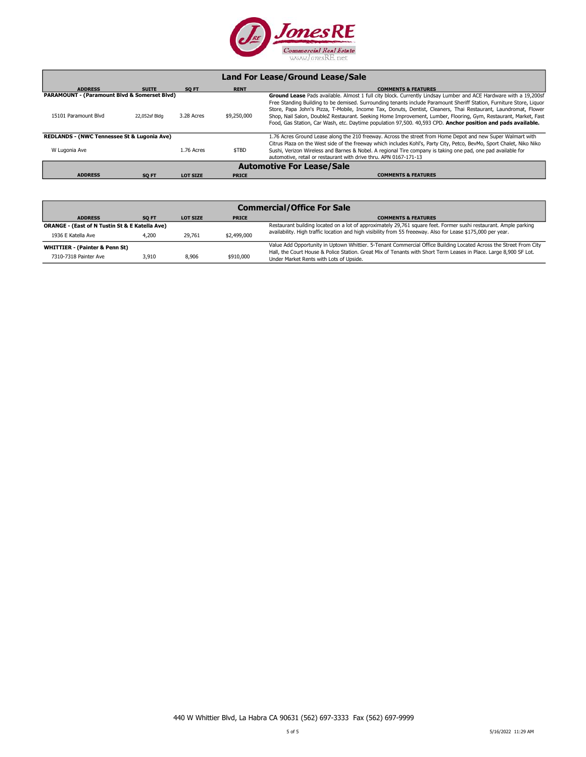JonesRE
Commercial Real Estate
www.JonesRE.net

## Land For Lease/Ground Lease/Sale

| ADDRESS | SUITE | SQ FT | RENT | COMMENTS & FEATURES |
|---|---|---|---|---|
| **PARAMOUNT - (Paramount Blvd & Somerset Blvd)** | | | | |
| 15101 Paramount Blvd | 22,052sf Bldg | 3.28 Acres | $9,250,000 | **Ground Lease** Pads available. Almost 1 full city block. Currently Lindsay Lumber and ACE Hardware with a 19,200sf Free Standing Building to be demised. Surrounding tenants include Paramount Sheriff Station, Furniture Store, Liquor Store, Papa John's Pizza, T-Mobile, Income Tax, Donuts, Dentist, Cleaners, Thai Restaurant, Laundromat, Flower Shop, Nail Salon, DoubleZ Restaurant. Seeking Home Improvement, Lumber, Flooring, Gym, Restaurant, Market, Fast Food, Gas Station, Car Wash, etc. Daytime population 97,500. 40,593 CPD. **Anchor position and pads available.** |
| **REDLANDS - (NWC Tennessee St & Lugonia Ave)** | | | | |
| W Lugonia Ave | | 1.76 Acres | $TBD | 1.76 Acres Ground Lease along the 210 freeway. Across the street from Home Depot and new Super Walmart with Citrus Plaza on the West side of the freeway which includes Kohl's, Party City, Petco, BevMo, Sport Chalet, Niko Niko Sushi, Verizon Wireless and Barnes & Nobel. A regional Tire company is taking one pad, one pad available for automotive, retail or restaurant with drive thru. APN 0167-171-13 |

## Automotive For Lease/Sale

| ADDRESS | SQ FT | LOT SIZE | PRICE | COMMENTS & FEATURES |
|---|---|---|---|---|

## Commercial/Office For Sale

| ADDRESS | SQ FT | LOT SIZE | PRICE | COMMENTS & FEATURES |
|---|---|---|---|---|
| **ORANGE - (East of N Tustin St & E Katella Ave)** | | | | |
| 1936 E Katella Ave | 4,200 | 29,761 | $2,499,000 | Restaurant building located on a lot of approximately 29,761 square feet. Former sushi restaurant. Ample parking availability. High traffic location and high visibility from 55 freeeway. Also for Lease $175,000 per year. |
| **WHITTIER - (Painter & Penn St)** | | | | |
| 7310-7318 Painter Ave | 3,910 | 8,906 | $910,000 | Value Add Opportunity in Uptown Whittier. 5-Tenant Commercial Office Building Located Across the Street From City Hall, the Court House & Police Station. Great Mix of Tenants with Short Term Leases in Place. Large 8,900 SF Lot. Under Market Rents with Lots of Upside. |

440 W Whittier Blvd, La Habra CA 90631 (562) 697-3333 Fax (562) 697-9999

5/16/2022 11:29 AM